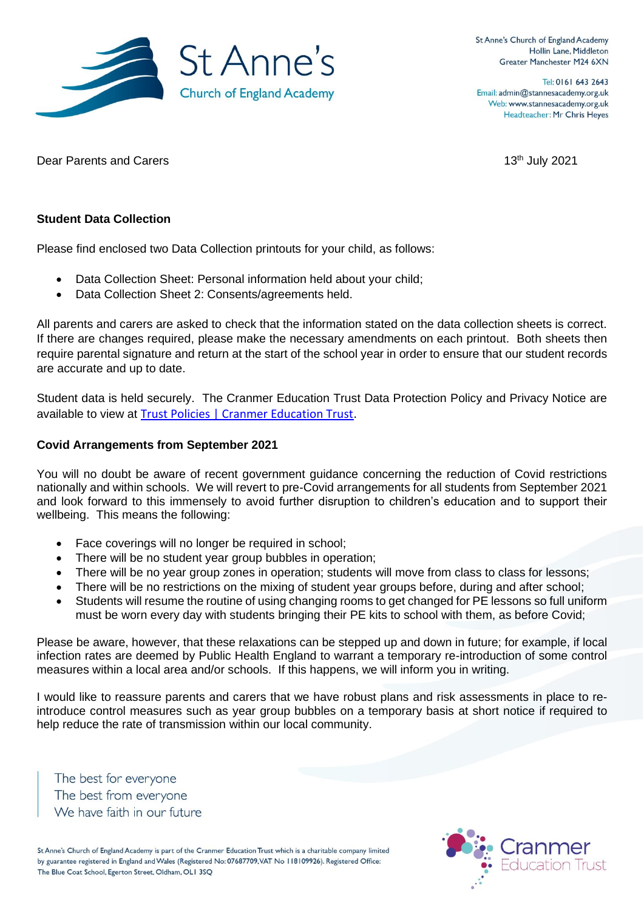St Anne's Church of England Academy
Hollin Lane, Middleton
Greater Manchester M24 6XN

Tel: 0161 643 2643
Email: admin@stannesacademy.org.uk
Web: www.stannesacademy.org.uk
Headteacher: Mr Chris Heyes

Dear Parents and Carers

13th July 2021

**Student Data Collection**

Please find enclosed two Data Collection printouts for your child, as follows:

- Data Collection Sheet: Personal information held about your child;
- Data Collection Sheet 2: Consents/agreements held.

All parents and carers are asked to check that the information stated on the data collection sheets is correct. If there are changes required, please make the necessary amendments on each printout. Both sheets then require parental signature and return at the start of the school year in order to ensure that our student records are accurate and up to date.

Student data is held securely. The Cranmer Education Trust Data Protection Policy and Privacy Notice are available to view at Trust Policies | Cranmer Education Trust.

**Covid Arrangements from September 2021**

You will no doubt be aware of recent government guidance concerning the reduction of Covid restrictions nationally and within schools. We will revert to pre-Covid arrangements for all students from September 2021 and look forward to this immensely to avoid further disruption to children's education and to support their wellbeing. This means the following:

- Face coverings will no longer be required in school;
- There will be no student year group bubbles in operation;
- There will be no year group zones in operation; students will move from class to class for lessons;
- There will be no restrictions on the mixing of student year groups before, during and after school;
- Students will resume the routine of using changing rooms to get changed for PE lessons so full uniform must be worn every day with students bringing their PE kits to school with them, as before Covid;

Please be aware, however, that these relaxations can be stepped up and down in future; for example, if local infection rates are deemed by Public Health England to warrant a temporary re-introduction of some control measures within a local area and/or schools. If this happens, we will inform you in writing.

I would like to reassure parents and carers that we have robust plans and risk assessments in place to re-introduce control measures such as year group bubbles on a temporary basis at short notice if required to help reduce the rate of transmission within our local community.

The best for everyone
The best from everyone
We have faith in our future

St Anne's Church of England Academy is part of the Cranmer Education Trust which is a charitable company limited by guarantee registered in England and Wales (Registered No: 07687709, VAT No 118109926). Registered Office: The Blue Coat School, Egerton Street, Oldham, OL1 3SQ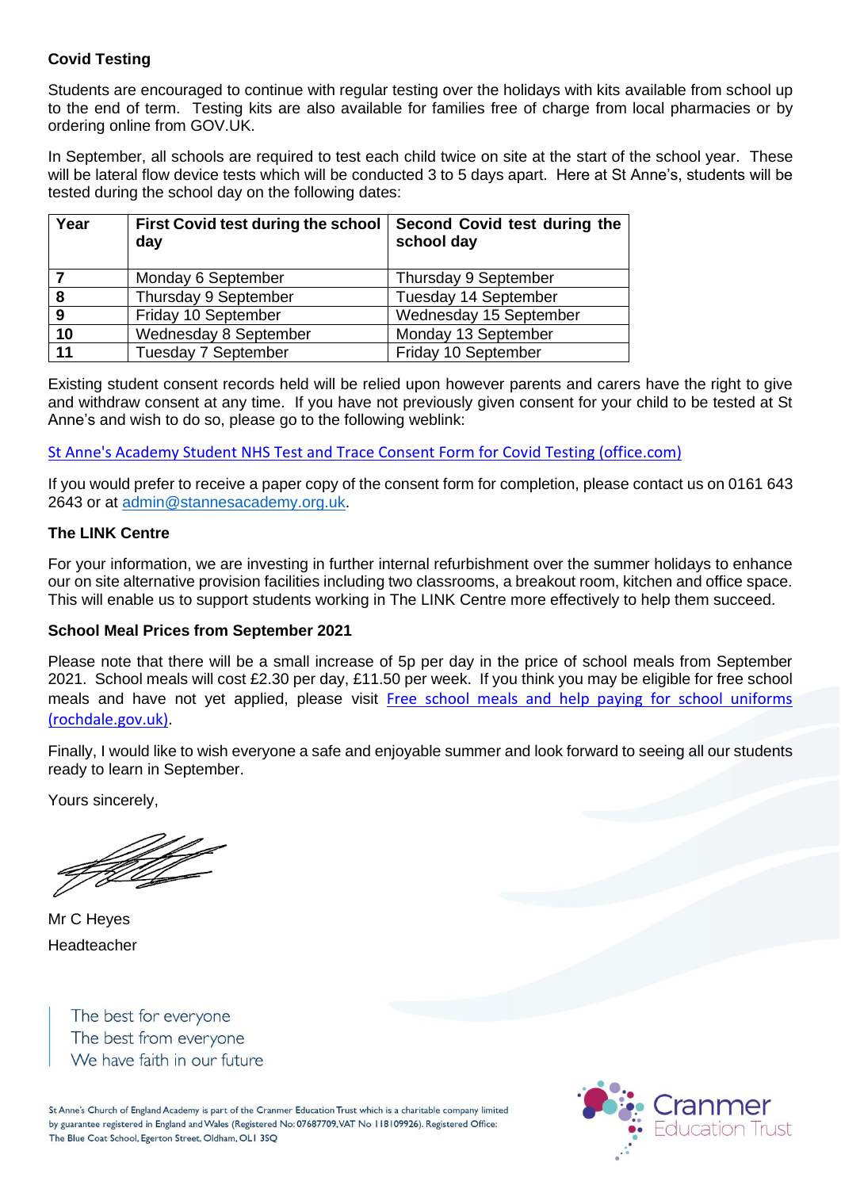**Covid Testing**

Students are encouraged to continue with regular testing over the holidays with kits available from school up to the end of term. Testing kits are also available for families free of charge from local pharmacies or by ordering online from GOV.UK.

In September, all schools are required to test each child twice on site at the start of the school year. These will be lateral flow device tests which will be conducted 3 to 5 days apart. Here at St Anne's, students will be tested during the school day on the following dates:

| Year | First Covid test during the school day | Second Covid test during the school day |
|---|---|---|
| **7** | Monday 6 September | Thursday 9 September |
| **8** | Thursday 9 September | Tuesday 14 September |
| **9** | Friday 10 September | Wednesday 15 September |
| **10** | Wednesday 8 September | Monday 13 September |
| **11** | Tuesday 7 September | Friday 10 September |

Existing student consent records held will be relied upon however parents and carers have the right to give and withdraw consent at any time. If you have not previously given consent for your child to be tested at St Anne's and wish to do so, please go to the following weblink:

St Anne's Academy Student NHS Test and Trace Consent Form for Covid Testing (office.com)

If you would prefer to receive a paper copy of the consent form for completion, please contact us on 0161 643 2643 or at admin@stannesacademy.org.uk.

**The LINK Centre**

For your information, we are investing in further internal refurbishment over the summer holidays to enhance our on site alternative provision facilities including two classrooms, a breakout room, kitchen and office space. This will enable us to support students working in The LINK Centre more effectively to help them succeed.

**School Meal Prices from September 2021**

Please note that there will be a small increase of 5p per day in the price of school meals from September 2021. School meals will cost £2.30 per day, £11.50 per week. If you think you may be eligible for free school meals and have not yet applied, please visit Free school meals and help paying for school uniforms (rochdale.gov.uk).

Finally, I would like to wish everyone a safe and enjoyable summer and look forward to seeing all our students ready to learn in September.

Yours sincerely,

Mr C Heyes
Headteacher

The best for everyone
The best from everyone
We have faith in our future

St Anne's Church of England Academy is part of the Cranmer Education Trust which is a charitable company limited by guarantee registered in England and Wales (Registered No: 07687709, VAT No 118109926). Registered Office: The Blue Coat School, Egerton Street, Oldham, OL1 3SQ

Cranmer Education Trust